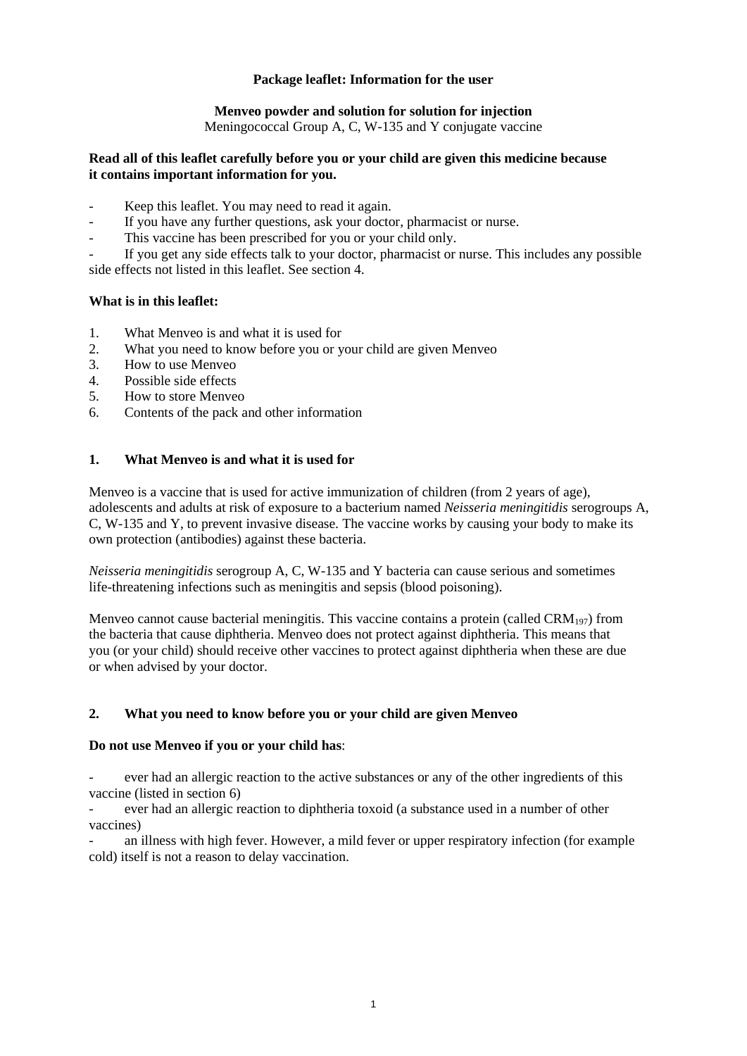**Package leaflet: Information for the user**

**Menveo powder and solution for solution for injection**
Meningococcal Group A, C, W-135 and Y conjugate vaccine

**Read all of this leaflet carefully before you or your child are given this medicine because it contains important information for you.**

- Keep this leaflet. You may need to read it again.
- If you have any further questions, ask your doctor, pharmacist or nurse.
- This vaccine has been prescribed for you or your child only.
- If you get any side effects talk to your doctor, pharmacist or nurse. This includes any possible side effects not listed in this leaflet. See section 4.

**What is in this leaflet:**

1. What Menveo is and what it is used for
2. What you need to know before you or your child are given Menveo
3. How to use Menveo
4. Possible side effects
5. How to store Menveo
6. Contents of the pack and other information

## 1. What Menveo is and what it is used for

Menveo is a vaccine that is used for active immunization of children (from 2 years of age), adolescents and adults at risk of exposure to a bacterium named *Neisseria meningitidis* serogroups A, C, W-135 and Y, to prevent invasive disease. The vaccine works by causing your body to make its own protection (antibodies) against these bacteria.

*Neisseria meningitidis* serogroup A, C, W-135 and Y bacteria can cause serious and sometimes life-threatening infections such as meningitis and sepsis (blood poisoning).

Menveo cannot cause bacterial meningitis. This vaccine contains a protein (called $CRM_{197}$) from the bacteria that cause diphtheria. Menveo does not protect against diphtheria. This means that you (or your child) should receive other vaccines to protect against diphtheria when these are due or when advised by your doctor.

## 2. What you need to know before you or your child are given Menveo

**Do not use Menveo if you or your child has**:

- ever had an allergic reaction to the active substances or any of the other ingredients of this vaccine (listed in section 6)
- ever had an allergic reaction to diphtheria toxoid (a substance used in a number of other vaccines)
- an illness with high fever. However, a mild fever or upper respiratory infection (for example cold) itself is not a reason to delay vaccination.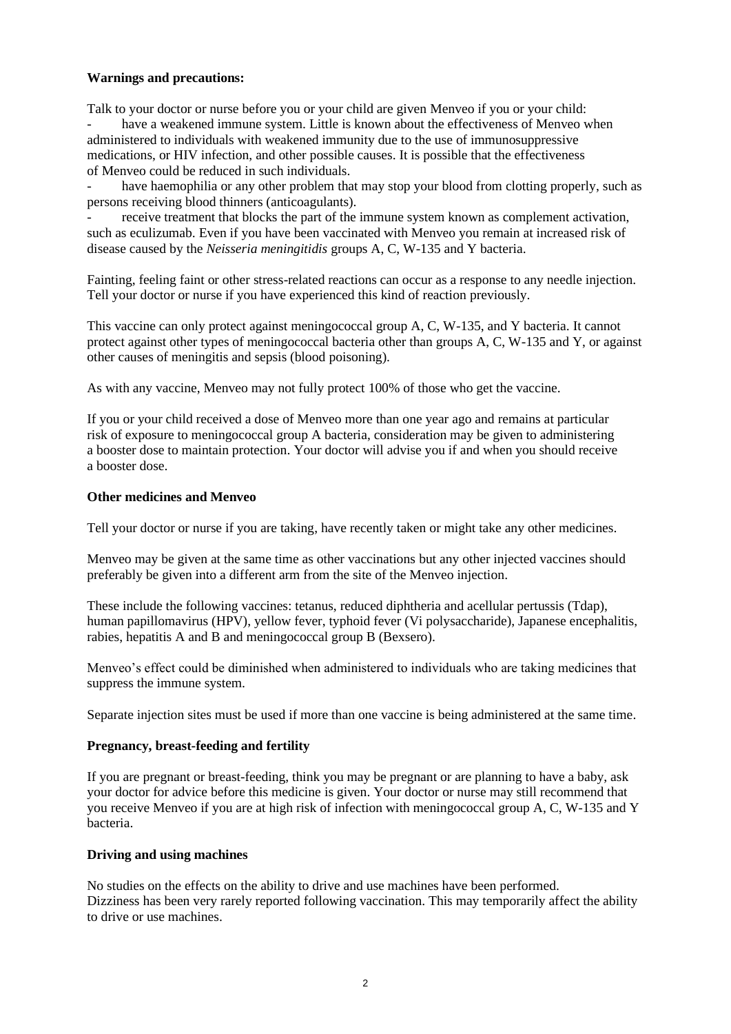**Warnings and precautions:**

Talk to your doctor or nurse before you or your child are given Menveo if you or your child:

- have a weakened immune system. Little is known about the effectiveness of Menveo when administered to individuals with weakened immunity due to the use of immunosuppressive medications, or HIV infection, and other possible causes. It is possible that the effectiveness of Menveo could be reduced in such individuals.
- have haemophilia or any other problem that may stop your blood from clotting properly, such as persons receiving blood thinners (anticoagulants).
- receive treatment that blocks the part of the immune system known as complement activation, such as eculizumab. Even if you have been vaccinated with Menveo you remain at increased risk of disease caused by the *Neisseria meningitidis* groups A, C, W-135 and Y bacteria.

Fainting, feeling faint or other stress-related reactions can occur as a response to any needle injection. Tell your doctor or nurse if you have experienced this kind of reaction previously.

This vaccine can only protect against meningococcal group A, C, W-135, and Y bacteria. It cannot protect against other types of meningococcal bacteria other than groups A, C, W-135 and Y, or against other causes of meningitis and sepsis (blood poisoning).

As with any vaccine, Menveo may not fully protect 100% of those who get the vaccine.

If you or your child received a dose of Menveo more than one year ago and remains at particular risk of exposure to meningococcal group A bacteria, consideration may be given to administering a booster dose to maintain protection. Your doctor will advise you if and when you should receive a booster dose.

**Other medicines and Menveo**

Tell your doctor or nurse if you are taking, have recently taken or might take any other medicines.

Menveo may be given at the same time as other vaccinations but any other injected vaccines should preferably be given into a different arm from the site of the Menveo injection.

These include the following vaccines: tetanus, reduced diphtheria and acellular pertussis (Tdap), human papillomavirus (HPV), yellow fever, typhoid fever (Vi polysaccharide), Japanese encephalitis, rabies, hepatitis A and B and meningococcal group B (Bexsero).

Menveo's effect could be diminished when administered to individuals who are taking medicines that suppress the immune system.

Separate injection sites must be used if more than one vaccine is being administered at the same time.

**Pregnancy, breast-feeding and fertility**

If you are pregnant or breast-feeding, think you may be pregnant or are planning to have a baby, ask your doctor for advice before this medicine is given. Your doctor or nurse may still recommend that you receive Menveo if you are at high risk of infection with meningococcal group A, C, W-135 and Y bacteria.

**Driving and using machines**

No studies on the effects on the ability to drive and use machines have been performed.
Dizziness has been very rarely reported following vaccination. This may temporarily affect the ability to drive or use machines.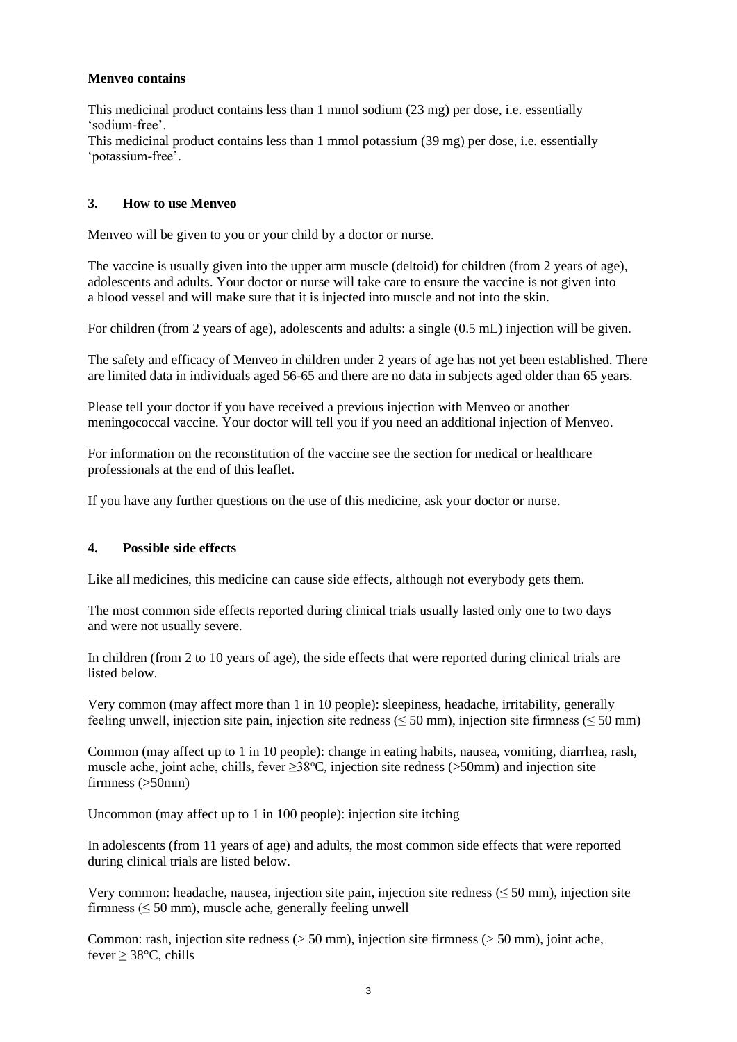**Menveo contains**

This medicinal product contains less than 1 mmol sodium (23 mg) per dose, i.e. essentially 'sodium-free'.
This medicinal product contains less than 1 mmol potassium (39 mg) per dose, i.e. essentially 'potassium-free'.

## 3. How to use Menveo

Menveo will be given to you or your child by a doctor or nurse.

The vaccine is usually given into the upper arm muscle (deltoid) for children (from 2 years of age), adolescents and adults. Your doctor or nurse will take care to ensure the vaccine is not given into a blood vessel and will make sure that it is injected into muscle and not into the skin.

For children (from 2 years of age), adolescents and adults: a single (0.5 mL) injection will be given.

The safety and efficacy of Menveo in children under 2 years of age has not yet been established. There are limited data in individuals aged 56-65 and there are no data in subjects aged older than 65 years.

Please tell your doctor if you have received a previous injection with Menveo or another meningococcal vaccine. Your doctor will tell you if you need an additional injection of Menveo.

For information on the reconstitution of the vaccine see the section for medical or healthcare professionals at the end of this leaflet.

If you have any further questions on the use of this medicine, ask your doctor or nurse.

## 4. Possible side effects

Like all medicines, this medicine can cause side effects, although not everybody gets them.

The most common side effects reported during clinical trials usually lasted only one to two days and were not usually severe.

In children (from 2 to 10 years of age), the side effects that were reported during clinical trials are listed below.

Very common (may affect more than 1 in 10 people): sleepiness, headache, irritability, generally feeling unwell, injection site pain, injection site redness (≤ 50 mm), injection site firmness (≤ 50 mm)

Common (may affect up to 1 in 10 people): change in eating habits, nausea, vomiting, diarrhea, rash, muscle ache, joint ache, chills, fever ≥38°C, injection site redness (>50mm) and injection site firmness (>50mm)

Uncommon (may affect up to 1 in 100 people): injection site itching

In adolescents (from 11 years of age) and adults, the most common side effects that were reported during clinical trials are listed below.

Very common: headache, nausea, injection site pain, injection site redness (≤ 50 mm), injection site firmness (≤ 50 mm), muscle ache, generally feeling unwell

Common: rash, injection site redness (> 50 mm), injection site firmness (> 50 mm), joint ache, fever ≥ 38°C, chills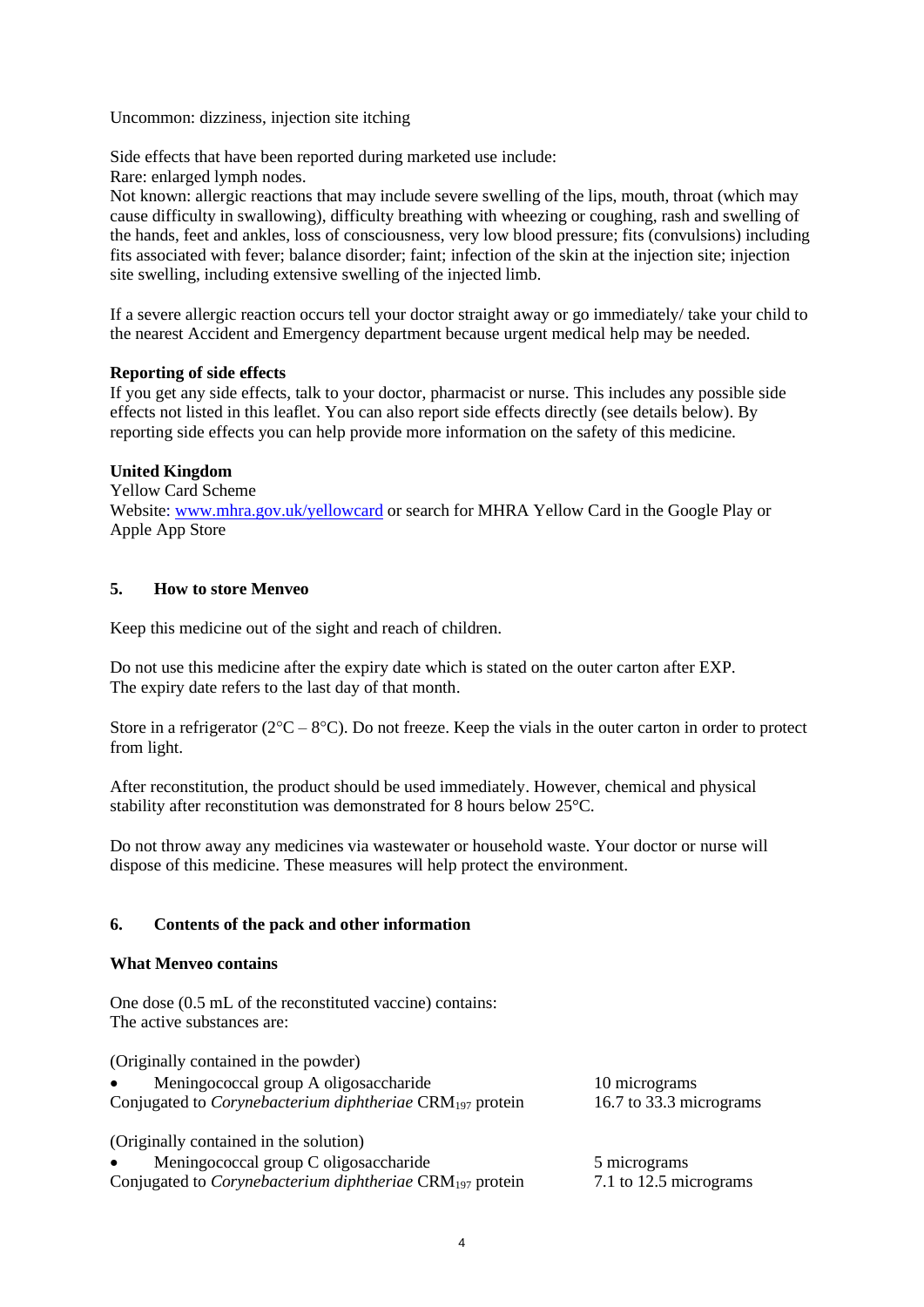Uncommon: dizziness, injection site itching

Side effects that have been reported during marketed use include:
Rare: enlarged lymph nodes.
Not known: allergic reactions that may include severe swelling of the lips, mouth, throat (which may cause difficulty in swallowing), difficulty breathing with wheezing or coughing, rash and swelling of the hands, feet and ankles, loss of consciousness, very low blood pressure; fits (convulsions) including fits associated with fever; balance disorder; faint; infection of the skin at the injection site; injection site swelling, including extensive swelling of the injected limb.

If a severe allergic reaction occurs tell your doctor straight away or go immediately/ take your child to the nearest Accident and Emergency department because urgent medical help may be needed.

**Reporting of side effects**
If you get any side effects, talk to your doctor, pharmacist or nurse. This includes any possible side effects not listed in this leaflet. You can also report side effects directly (see details below). By reporting side effects you can help provide more information on the safety of this medicine.

**United Kingdom**
Yellow Card Scheme
Website: www.mhra.gov.uk/yellowcard or search for MHRA Yellow Card in the Google Play or Apple App Store

## 5. How to store Menveo

Keep this medicine out of the sight and reach of children.

Do not use this medicine after the expiry date which is stated on the outer carton after EXP.
The expiry date refers to the last day of that month.

Store in a refrigerator (2°C – 8°C). Do not freeze. Keep the vials in the outer carton in order to protect from light.

After reconstitution, the product should be used immediately. However, chemical and physical stability after reconstitution was demonstrated for 8 hours below 25°C.

Do not throw away any medicines via wastewater or household waste. Your doctor or nurse will dispose of this medicine. These measures will help protect the environment.

## 6. Contents of the pack and other information

**What Menveo contains**

One dose (0.5 mL of the reconstituted vaccine) contains:
The active substances are:

(Originally contained in the powder)

| | |
|---|---|
| • Meningococcal group A oligosaccharide | 10 micrograms |
| Conjugated to *Corynebacterium diphtheriae* $CRM_{197}$ protein | 16.7 to 33.3 micrograms |

(Originally contained in the solution)

| | |
|---|---|
| • Meningococcal group C oligosaccharide | 5 micrograms |
| Conjugated to *Corynebacterium diphtheriae* $CRM_{197}$ protein | 7.1 to 12.5 micrograms |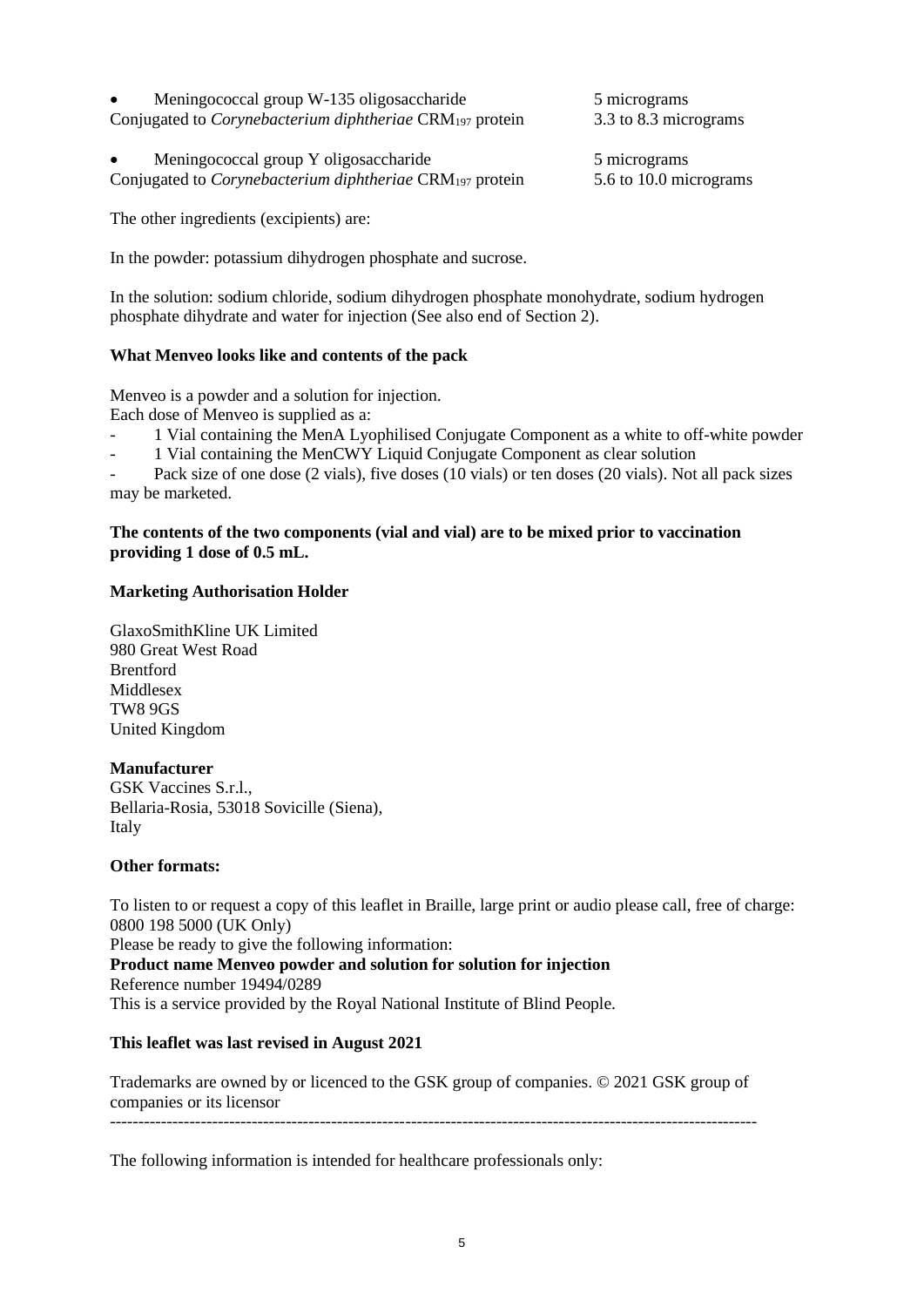- Meningococcal group W-135 oligosaccharide 5 micrograms
Conjugated to *Corynebacterium diphtheriae* $CRM_{197}$ protein 3.3 to 8.3 micrograms

- Meningococcal group Y oligosaccharide 5 micrograms
Conjugated to *Corynebacterium diphtheriae* $CRM_{197}$ protein 5.6 to 10.0 micrograms

The other ingredients (excipients) are:

In the powder: potassium dihydrogen phosphate and sucrose.

In the solution: sodium chloride, sodium dihydrogen phosphate monohydrate, sodium hydrogen phosphate dihydrate and water for injection (See also end of Section 2).

**What Menveo looks like and contents of the pack**

Menveo is a powder and a solution for injection.
Each dose of Menveo is supplied as a:

- 1 Vial containing the MenA Lyophilised Conjugate Component as a white to off-white powder
- 1 Vial containing the MenCWY Liquid Conjugate Component as clear solution
- Pack size of one dose (2 vials), five doses (10 vials) or ten doses (20 vials). Not all pack sizes may be marketed.

**The contents of the two components (vial and vial) are to be mixed prior to vaccination providing 1 dose of 0.5 mL.**

**Marketing Authorisation Holder**

GlaxoSmithKline UK Limited
980 Great West Road
Brentford
Middlesex
TW8 9GS
United Kingdom

**Manufacturer**
GSK Vaccines S.r.l.,
Bellaria-Rosia, 53018 Sovicille (Siena),
Italy

**Other formats:**

To listen to or request a copy of this leaflet in Braille, large print or audio please call, free of charge:
0800 198 5000 (UK Only)
Please be ready to give the following information:
**Product name Menveo powder and solution for solution for injection**
Reference number 19494/0289
This is a service provided by the Royal National Institute of Blind People.

**This leaflet was last revised in August 2021**

Trademarks are owned by or licenced to the GSK group of companies. © 2021 GSK group of companies or its licensor

---

The following information is intended for healthcare professionals only: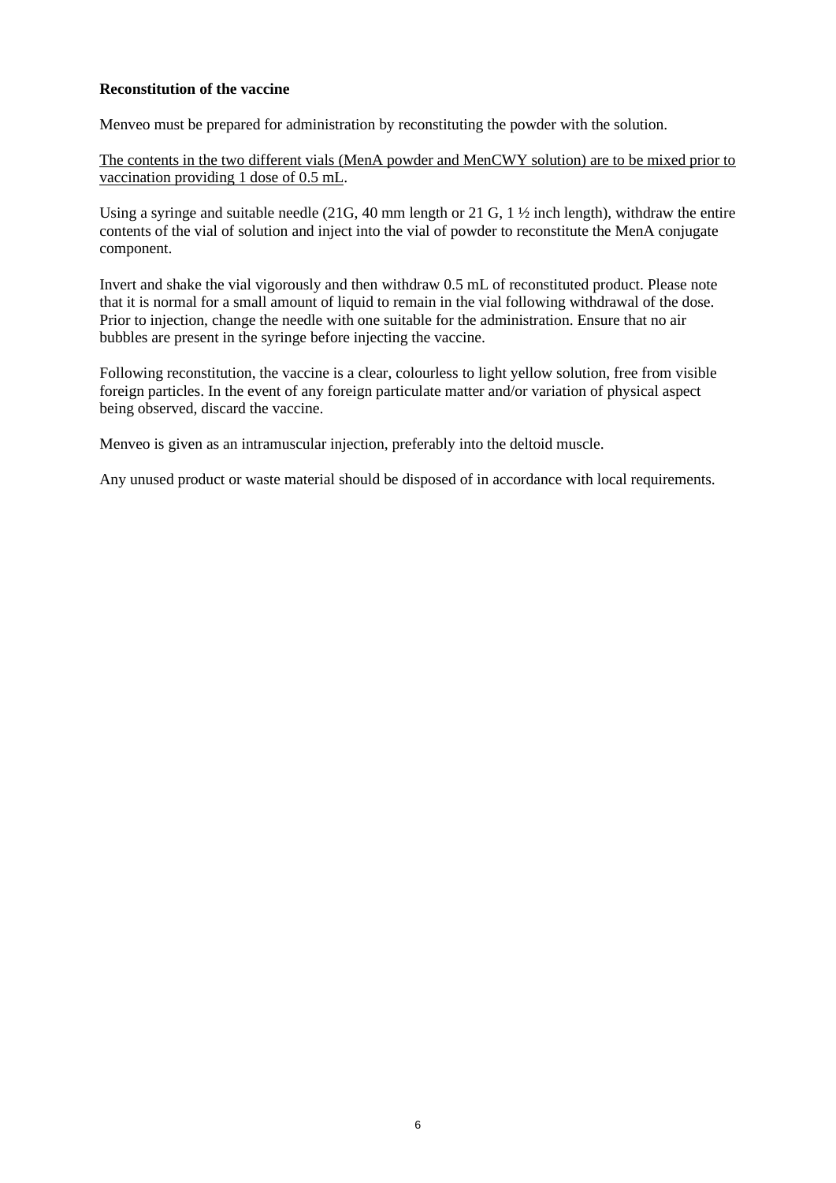**Reconstitution of the vaccine**

Menveo must be prepared for administration by reconstituting the powder with the solution.

<u>The contents in the two different vials (MenA powder and MenCWY solution) are to be mixed prior to vaccination providing 1 dose of 0.5 mL</u>.

Using a syringe and suitable needle (21G, 40 mm length or 21 G, 1 ½ inch length), withdraw the entire contents of the vial of solution and inject into the vial of powder to reconstitute the MenA conjugate component.

Invert and shake the vial vigorously and then withdraw 0.5 mL of reconstituted product. Please note that it is normal for a small amount of liquid to remain in the vial following withdrawal of the dose. Prior to injection, change the needle with one suitable for the administration. Ensure that no air bubbles are present in the syringe before injecting the vaccine.

Following reconstitution, the vaccine is a clear, colourless to light yellow solution, free from visible foreign particles. In the event of any foreign particulate matter and/or variation of physical aspect being observed, discard the vaccine.

Menveo is given as an intramuscular injection, preferably into the deltoid muscle.

Any unused product or waste material should be disposed of in accordance with local requirements.